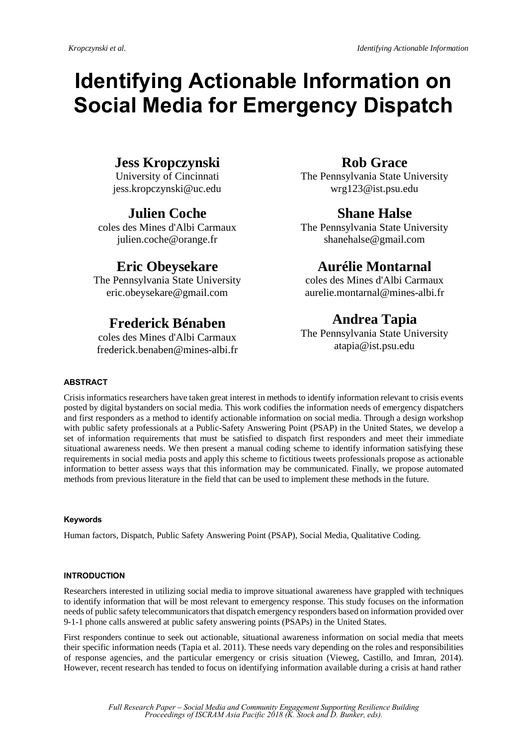# Identifying Actionable Information on Social Media for Emergency Dispatch

**Jess Kropczynski**
University of Cincinnati
jess.kropczynski@uc.edu

**Rob Grace**
The Pennsylvania State University
wrg123@ist.psu.edu

**Julien Coche**
coles des Mines d'Albi Carmaux
julien.coche@orange.fr

**Shane Halse**
The Pennsylvania State University
shanehalse@gmail.com

**Eric Obeysekare**
The Pennsylvania State University
eric.obeysekare@gmail.com

**Aurélie Montarnal**
coles des Mines d'Albi Carmaux
aurelie.montarnal@mines-albi.fr

**Frederick Bénaben**
coles des Mines d'Albi Carmaux
frederick.benaben@mines-albi.fr

**Andrea Tapia**
The Pennsylvania State University
atapia@ist.psu.edu

## ABSTRACT

Crisis informatics researchers have taken great interest in methods to identify information relevant to crisis events posted by digital bystanders on social media. This work codifies the information needs of emergency dispatchers and first responders as a method to identify actionable information on social media. Through a design workshop with public safety professionals at a Public-Safety Answering Point (PSAP) in the United States, we develop a set of information requirements that must be satisfied to dispatch first responders and meet their immediate situational awareness needs. We then present a manual coding scheme to identify information satisfying these requirements in social media posts and apply this scheme to fictitious tweets professionals propose as actionable information to better assess ways that this information may be communicated. Finally, we propose automated methods from previous literature in the field that can be used to implement these methods in the future.

#### Keywords

Human factors, Dispatch, Public Safety Answering Point (PSAP), Social Media, Qualitative Coding.

## INTRODUCTION

Researchers interested in utilizing social media to improve situational awareness have grappled with techniques to identify information that will be most relevant to emergency response. This study focuses on the information needs of public safety telecommunicators that dispatch emergency responders based on information provided over 9-1-1 phone calls answered at public safety answering points (PSAPs) in the United States.

First responders continue to seek out actionable, situational awareness information on social media that meets their specific information needs (Tapia et al. 2011). These needs vary depending on the roles and responsibilities of response agencies, and the particular emergency or crisis situation (Vieweg, Castillo, and Imran, 2014). However, recent research has tended to focus on identifying information available during a crisis at hand rather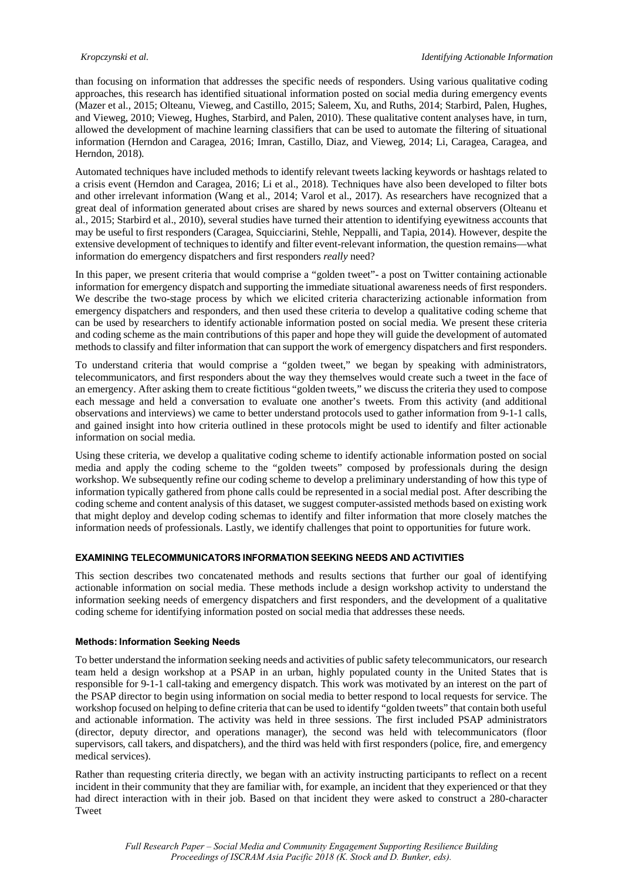than focusing on information that addresses the specific needs of responders. Using various qualitative coding approaches, this research has identified situational information posted on social media during emergency events (Mazer et al., 2015; Olteanu, Vieweg, and Castillo, 2015; Saleem, Xu, and Ruths, 2014; Starbird, Palen, Hughes, and Vieweg, 2010; Vieweg, Hughes, Starbird, and Palen, 2010). These qualitative content analyses have, in turn, allowed the development of machine learning classifiers that can be used to automate the filtering of situational information (Herndon and Caragea, 2016; Imran, Castillo, Diaz, and Vieweg, 2014; Li, Caragea, Caragea, and Herndon, 2018).

Automated techniques have included methods to identify relevant tweets lacking keywords or hashtags related to a crisis event (Herndon and Caragea, 2016; Li et al., 2018). Techniques have also been developed to filter bots and other irrelevant information (Wang et al., 2014; Varol et al., 2017). As researchers have recognized that a great deal of information generated about crises are shared by news sources and external observers (Olteanu et al., 2015; Starbird et al., 2010), several studies have turned their attention to identifying eyewitness accounts that may be useful to first responders (Caragea, Squicciarini, Stehle, Neppalli, and Tapia, 2014). However, despite the extensive development of techniques to identify and filter event-relevant information, the question remains—what information do emergency dispatchers and first responders *really* need?

In this paper, we present criteria that would comprise a "golden tweet"- a post on Twitter containing actionable information for emergency dispatch and supporting the immediate situational awareness needs of first responders. We describe the two-stage process by which we elicited criteria characterizing actionable information from emergency dispatchers and responders, and then used these criteria to develop a qualitative coding scheme that can be used by researchers to identify actionable information posted on social media. We present these criteria and coding scheme as the main contributions of this paper and hope they will guide the development of automated methods to classify and filter information that can support the work of emergency dispatchers and first responders.

To understand criteria that would comprise a "golden tweet," we began by speaking with administrators, telecommunicators, and first responders about the way they themselves would create such a tweet in the face of an emergency. After asking them to create fictitious "golden tweets," we discuss the criteria they used to compose each message and held a conversation to evaluate one another's tweets. From this activity (and additional observations and interviews) we came to better understand protocols used to gather information from 9-1-1 calls, and gained insight into how criteria outlined in these protocols might be used to identify and filter actionable information on social media.

Using these criteria, we develop a qualitative coding scheme to identify actionable information posted on social media and apply the coding scheme to the "golden tweets" composed by professionals during the design workshop. We subsequently refine our coding scheme to develop a preliminary understanding of how this type of information typically gathered from phone calls could be represented in a social medial post. After describing the coding scheme and content analysis of this dataset, we suggest computer-assisted methods based on existing work that might deploy and develop coding schemas to identify and filter information that more closely matches the information needs of professionals. Lastly, we identify challenges that point to opportunities for future work.

## EXAMINING TELECOMMUNICATORS INFORMATION SEEKING NEEDS AND ACTIVITIES

This section describes two concatenated methods and results sections that further our goal of identifying actionable information on social media. These methods include a design workshop activity to understand the information seeking needs of emergency dispatchers and first responders, and the development of a qualitative coding scheme for identifying information posted on social media that addresses these needs.

### Methods: Information Seeking Needs

To better understand the information seeking needs and activities of public safety telecommunicators, our research team held a design workshop at a PSAP in an urban, highly populated county in the United States that is responsible for 9-1-1 call-taking and emergency dispatch. This work was motivated by an interest on the part of the PSAP director to begin using information on social media to better respond to local requests for service. The workshop focused on helping to define criteria that can be used to identify "golden tweets" that contain both useful and actionable information. The activity was held in three sessions. The first included PSAP administrators (director, deputy director, and operations manager), the second was held with telecommunicators (floor supervisors, call takers, and dispatchers), and the third was held with first responders (police, fire, and emergency medical services).

Rather than requesting criteria directly, we began with an activity instructing participants to reflect on a recent incident in their community that they are familiar with, for example, an incident that they experienced or that they had direct interaction with in their job. Based on that incident they were asked to construct a 280-character Tweet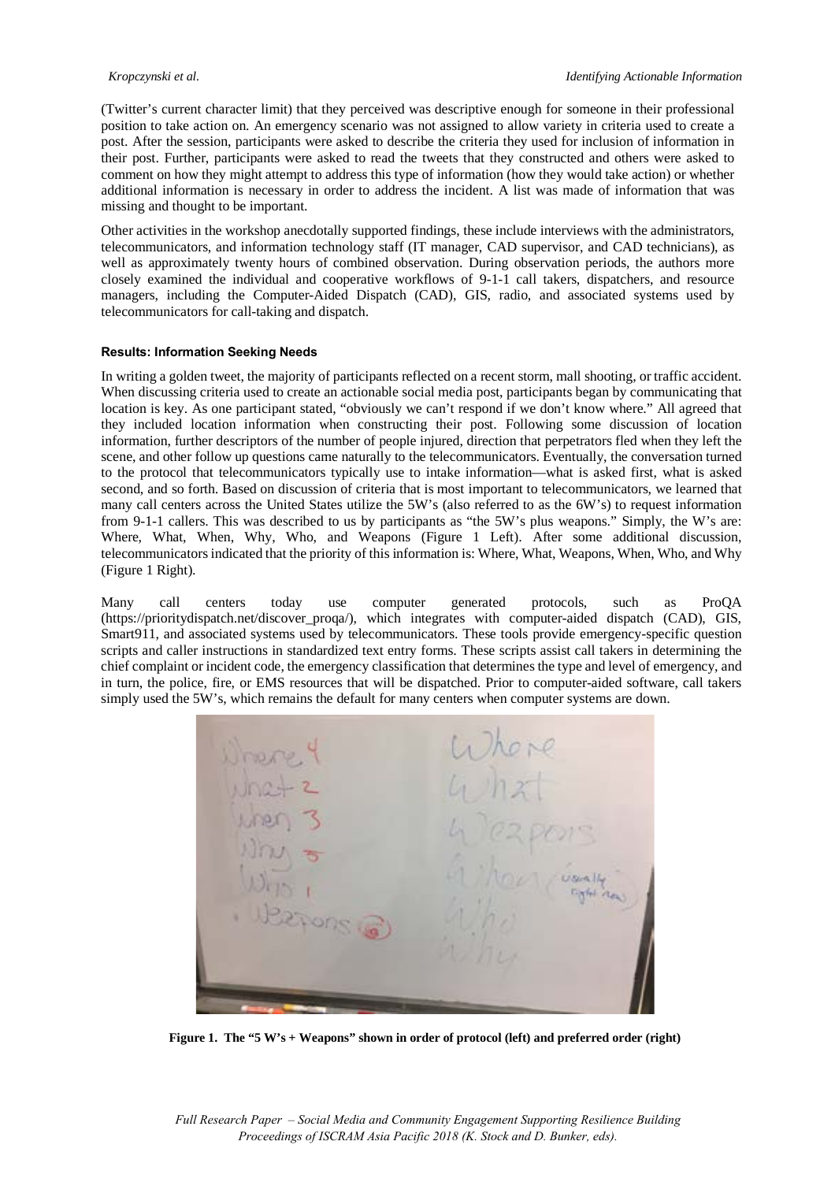(Twitter's current character limit) that they perceived was descriptive enough for someone in their professional position to take action on. An emergency scenario was not assigned to allow variety in criteria used to create a post. After the session, participants were asked to describe the criteria they used for inclusion of information in their post. Further, participants were asked to read the tweets that they constructed and others were asked to comment on how they might attempt to address this type of information (how they would take action) or whether additional information is necessary in order to address the incident. A list was made of information that was missing and thought to be important.

Other activities in the workshop anecdotally supported findings, these include interviews with the administrators, telecommunicators, and information technology staff (IT manager, CAD supervisor, and CAD technicians), as well as approximately twenty hours of combined observation. During observation periods, the authors more closely examined the individual and cooperative workflows of 9-1-1 call takers, dispatchers, and resource managers, including the Computer-Aided Dispatch (CAD), GIS, radio, and associated systems used by telecommunicators for call-taking and dispatch.

#### Results: Information Seeking Needs

In writing a golden tweet, the majority of participants reflected on a recent storm, mall shooting, or traffic accident. When discussing criteria used to create an actionable social media post, participants began by communicating that location is key. As one participant stated, "obviously we can't respond if we don't know where." All agreed that they included location information when constructing their post. Following some discussion of location information, further descriptors of the number of people injured, direction that perpetrators fled when they left the scene, and other follow up questions came naturally to the telecommunicators. Eventually, the conversation turned to the protocol that telecommunicators typically use to intake information—what is asked first, what is asked second, and so forth. Based on discussion of criteria that is most important to telecommunicators, we learned that many call centers across the United States utilize the 5W's (also referred to as the 6W's) to request information from 9-1-1 callers. This was described to us by participants as "the 5W's plus weapons." Simply, the W's are: Where, What, When, Why, Who, and Weapons (Figure 1 Left). After some additional discussion, telecommunicators indicated that the priority of this information is: Where, What, Weapons, When, Who, and Why (Figure 1 Right).

Many call centers today use computer generated protocols, such as ProQA (https://prioritydispatch.net/discover_proqa/), which integrates with computer-aided dispatch (CAD), GIS, Smart911, and associated systems used by telecommunicators. These tools provide emergency-specific question scripts and caller instructions in standardized text entry forms. These scripts assist call takers in determining the chief complaint or incident code, the emergency classification that determines the type and level of emergency, and in turn, the police, fire, or EMS resources that will be dispatched. Prior to computer-aided software, call takers simply used the 5W's, which remains the default for many centers when computer systems are down.

**Figure 1. The "5 W's + Weapons" shown in order of protocol (left) and preferred order (right)**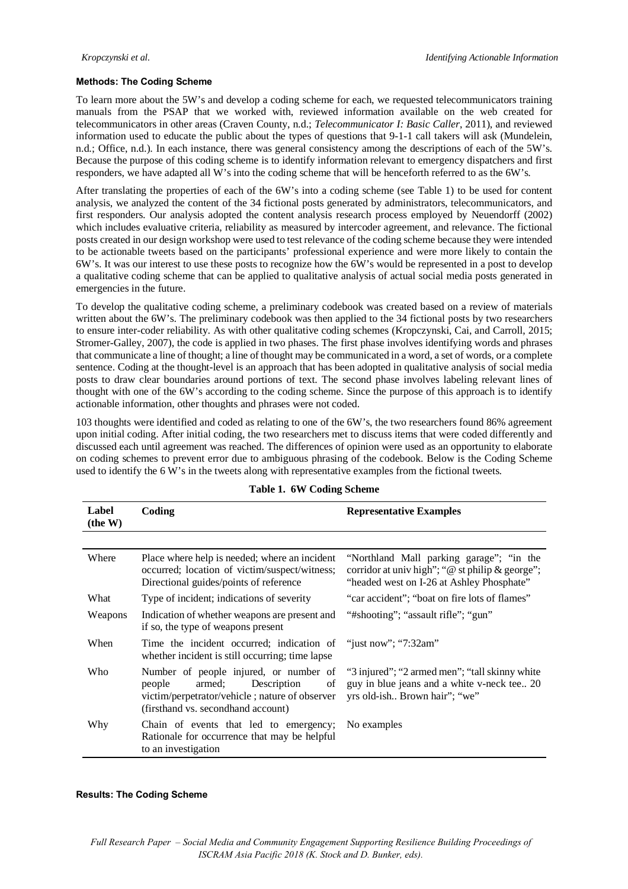#### Methods: The Coding Scheme

To learn more about the 5W's and develop a coding scheme for each, we requested telecommunicators training manuals from the PSAP that we worked with, reviewed information available on the web created for telecommunicators in other areas (Craven County, n.d.; *Telecommunicator I: Basic Caller*, 2011), and reviewed information used to educate the public about the types of questions that 9-1-1 call takers will ask (Mundelein, n.d.; Office, n.d.). In each instance, there was general consistency among the descriptions of each of the 5W's. Because the purpose of this coding scheme is to identify information relevant to emergency dispatchers and first responders, we have adapted all W's into the coding scheme that will be henceforth referred to as the 6W's.

After translating the properties of each of the 6W's into a coding scheme (see Table 1) to be used for content analysis, we analyzed the content of the 34 fictional posts generated by administrators, telecommunicators, and first responders. Our analysis adopted the content analysis research process employed by Neuendorff (2002) which includes evaluative criteria, reliability as measured by intercoder agreement, and relevance. The fictional posts created in our design workshop were used to test relevance of the coding scheme because they were intended to be actionable tweets based on the participants' professional experience and were more likely to contain the 6W's. It was our interest to use these posts to recognize how the 6W's would be represented in a post to develop a qualitative coding scheme that can be applied to qualitative analysis of actual social media posts generated in emergencies in the future.

To develop the qualitative coding scheme, a preliminary codebook was created based on a review of materials written about the 6W's. The preliminary codebook was then applied to the 34 fictional posts by two researchers to ensure inter-coder reliability. As with other qualitative coding schemes (Kropczynski, Cai, and Carroll, 2015; Stromer-Galley, 2007), the code is applied in two phases. The first phase involves identifying words and phrases that communicate a line of thought; a line of thought may be communicated in a word, a set of words, or a complete sentence. Coding at the thought-level is an approach that has been adopted in qualitative analysis of social media posts to draw clear boundaries around portions of text. The second phase involves labeling relevant lines of thought with one of the 6W's according to the coding scheme. Since the purpose of this approach is to identify actionable information, other thoughts and phrases were not coded.

103 thoughts were identified and coded as relating to one of the 6W's, the two researchers found 86% agreement upon initial coding. After initial coding, the two researchers met to discuss items that were coded differently and discussed each until agreement was reached. The differences of opinion were used as an opportunity to elaborate on coding schemes to prevent error due to ambiguous phrasing of the codebook. Below is the Coding Scheme used to identify the 6 W's in the tweets along with representative examples from the fictional tweets.

**Table 1. 6W Coding Scheme**

| Label (the W) | Coding | Representative Examples |
|---|---|---|
| Where | Place where help is needed; where an incident occurred; location of victim/suspect/witness; Directional guides/points of reference | "Northland Mall parking garage"; "in the corridor at univ high"; "@ st philip & george"; "headed west on I-26 at Ashley Phosphate" |
| What | Type of incident; indications of severity | "car accident"; "boat on fire lots of flames" |
| Weapons | Indication of whether weapons are present and if so, the type of weapons present | "#shooting"; "assault rifle"; "gun" |
| When | Time the incident occurred; indication of whether incident is still occurring; time lapse | "just now"; "7:32am" |
| Who | Number of people injured, or number of people armed; Description of victim/perpetrator/vehicle ; nature of observer (firsthand vs. secondhand account) | "3 injured"; "2 armed men"; "tall skinny white guy in blue jeans and a white v-neck tee.. 20 yrs old-ish.. Brown hair"; "we" |
| Why | Chain of events that led to emergency; Rationale for occurrence that may be helpful to an investigation | No examples |

#### Results: The Coding Scheme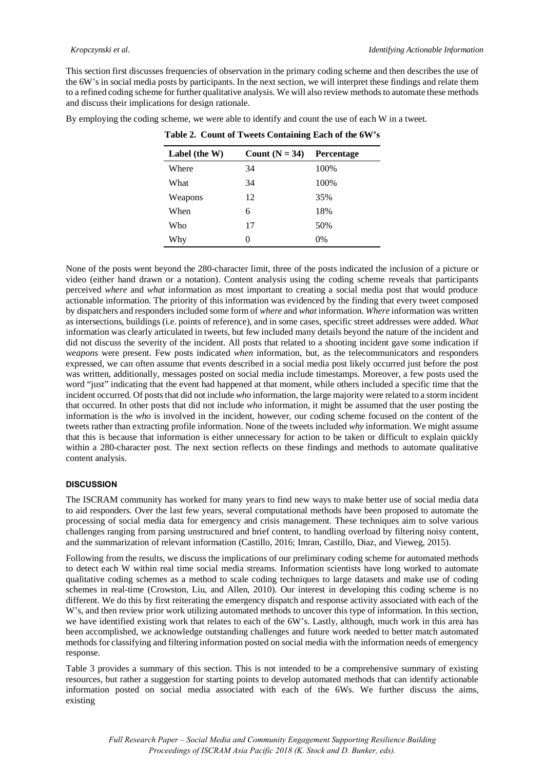This section first discusses frequencies of observation in the primary coding scheme and then describes the use of the 6W's in social media posts by participants. In the next section, we will interpret these findings and relate them to a refined coding scheme for further qualitative analysis. We will also review methods to automate these methods and discuss their implications for design rationale.

By employing the coding scheme, we were able to identify and count the use of each W in a tweet.

**Table 2. Count of Tweets Containing Each of the 6W's**

| Label (the W) | Count (N = 34) | Percentage |
|---|---|---|
| Where | 34 | 100% |
| What | 34 | 100% |
| Weapons | 12 | 35% |
| When | 6 | 18% |
| Who | 17 | 50% |
| Why | 0 | 0% |

None of the posts went beyond the 280-character limit, three of the posts indicated the inclusion of a picture or video (either hand drawn or a notation). Content analysis using the coding scheme reveals that participants perceived *where* and *what* information as most important to creating a social media post that would produce actionable information. The priority of this information was evidenced by the finding that every tweet composed by dispatchers and responders included some form of *where* and *what* information. *Where* information was written as intersections, buildings (i.e. points of reference), and in some cases, specific street addresses were added. *What* information was clearly articulated in tweets, but few included many details beyond the nature of the incident and did not discuss the severity of the incident. All posts that related to a shooting incident gave some indication if *weapons* were present. Few posts indicated *when* information, but, as the telecommunicators and responders expressed, we can often assume that events described in a social media post likely occurred just before the post was written, additionally, messages posted on social media include timestamps. Moreover, a few posts used the word "just" indicating that the event had happened at that moment, while others included a specific time that the incident occurred. Of posts that did not include *who* information, the large majority were related to a storm incident that occurred. In other posts that did not include *who* information, it might be assumed that the user posting the information is the *who* is involved in the incident, however, our coding scheme focused on the content of the tweets rather than extracting profile information. None of the tweets included *why* information. We might assume that this is because that information is either unnecessary for action to be taken or difficult to explain quickly within a 280-character post. The next section reflects on these findings and methods to automate qualitative content analysis.

## DISCUSSION

The ISCRAM community has worked for many years to find new ways to make better use of social media data to aid responders. Over the last few years, several computational methods have been proposed to automate the processing of social media data for emergency and crisis management. These techniques aim to solve various challenges ranging from parsing unstructured and brief content, to handling overload by filtering noisy content, and the summarization of relevant information (Castillo, 2016; Imran, Castillo, Diaz, and Vieweg, 2015).

Following from the results, we discuss the implications of our preliminary coding scheme for automated methods to detect each W within real time social media streams. Information scientists have long worked to automate qualitative coding schemes as a method to scale coding techniques to large datasets and make use of coding schemes in real-time (Crowston, Liu, and Allen, 2010). Our interest in developing this coding scheme is no different. We do this by first reiterating the emergency dispatch and response activity associated with each of the W's, and then review prior work utilizing automated methods to uncover this type of information. In this section, we have identified existing work that relates to each of the 6W's. Lastly, although, much work in this area has been accomplished, we acknowledge outstanding challenges and future work needed to better match automated methods for classifying and filtering information posted on social media with the information needs of emergency response.

Table 3 provides a summary of this section. This is not intended to be a comprehensive summary of existing resources, but rather a suggestion for starting points to develop automated methods that can identify actionable information posted on social media associated with each of the 6Ws. We further discuss the aims, existing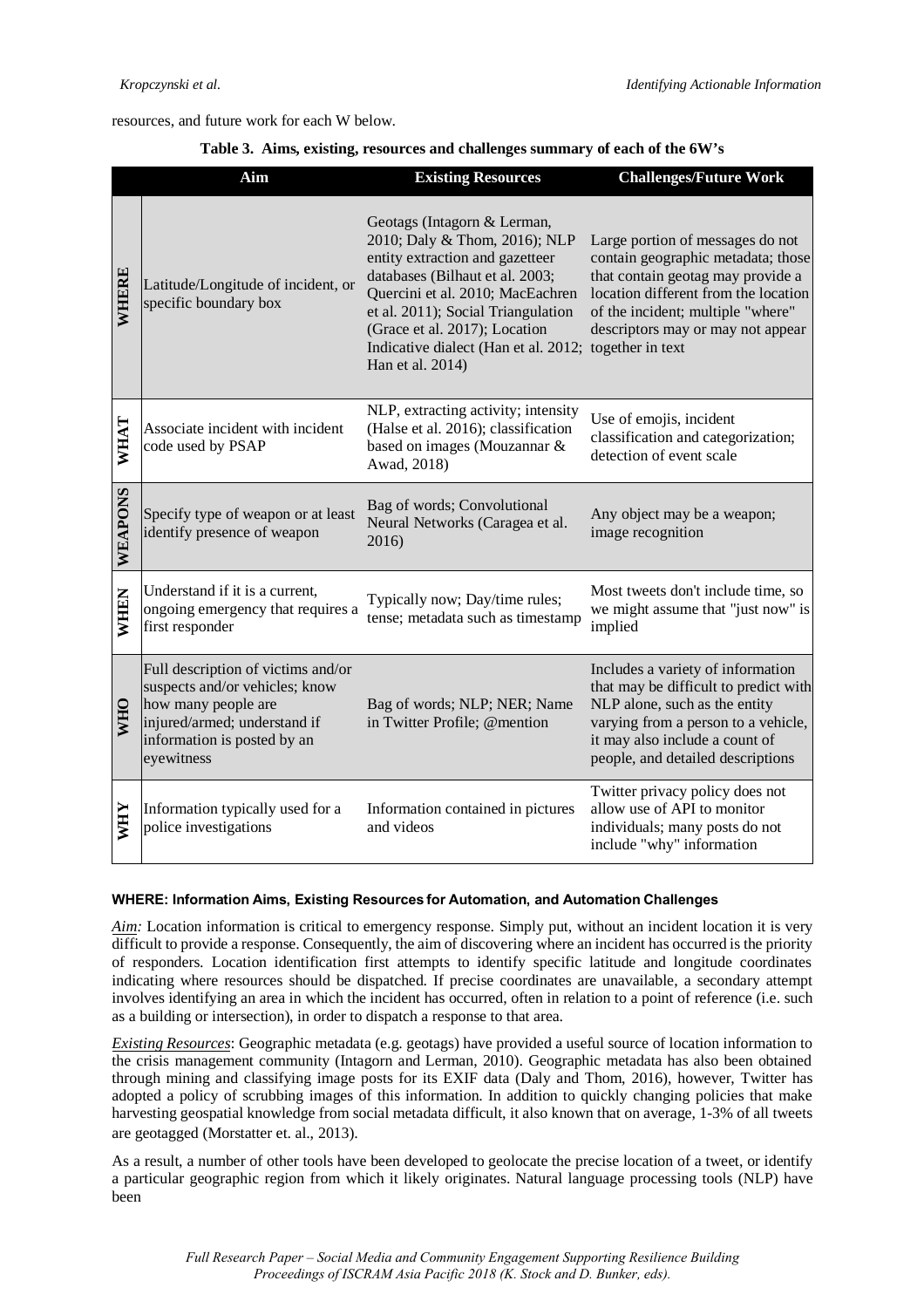resources, and future work for each W below.

**Table 3. Aims, existing, resources and challenges summary of each of the 6W's**

| | Aim | Existing Resources | Challenges/Future Work |
|---|---|---|---|
| **WHERE** | Latitude/Longitude of incident, or specific boundary box | Geotags (Intagorn & Lerman, 2010; Daly & Thom, 2016); NLP entity extraction and gazetteer databases (Bilhaut et al. 2003; Quercini et al. 2010; MacEachren et al. 2011); Social Triangulation (Grace et al. 2017); Location Indicative dialect (Han et al. 2012; Han et al. 2014) | Large portion of messages do not contain geographic metadata; those that contain geotag may provide a location different from the location of the incident; multiple "where" descriptors may or may not appear together in text |
| **WHAT** | Associate incident with incident code used by PSAP | NLP, extracting activity; intensity (Halse et al. 2016); classification based on images (Mouzannar & Awad, 2018) | Use of emojis, incident classification and categorization; detection of event scale |
| **WEAPONS** | Specify type of weapon or at least identify presence of weapon | Bag of words; Convolutional Neural Networks (Caragea et al. 2016) | Any object may be a weapon; image recognition |
| **WHEN** | Understand if it is a current, ongoing emergency that requires a first responder | Typically now; Day/time rules; tense; metadata such as timestamp | Most tweets don't include time, so we might assume that "just now" is implied |
| **WHO** | Full description of victims and/or suspects and/or vehicles; know how many people are injured/armed; understand if information is posted by an eyewitness | Bag of words; NLP; NER; Name in Twitter Profile; @mention | Includes a variety of information that may be difficult to predict with NLP alone, such as the entity varying from a person to a vehicle, it may also include a count of people, and detailed descriptions |
| **WHY** | Information typically used for a police investigations | Information contained in pictures and videos | Twitter privacy policy does not allow use of API to monitor individuals; many posts do not include "why" information |

#### WHERE: Information Aims, Existing Resources for Automation, and Automation Challenges

*Aim:* Location information is critical to emergency response. Simply put, without an incident location it is very difficult to provide a response. Consequently, the aim of discovering where an incident has occurred is the priority of responders. Location identification first attempts to identify specific latitude and longitude coordinates indicating where resources should be dispatched. If precise coordinates are unavailable, a secondary attempt involves identifying an area in which the incident has occurred, often in relation to a point of reference (i.e. such as a building or intersection), in order to dispatch a response to that area.

*Existing Resources*: Geographic metadata (e.g. geotags) have provided a useful source of location information to the crisis management community (Intagorn and Lerman, 2010). Geographic metadata has also been obtained through mining and classifying image posts for its EXIF data (Daly and Thom, 2016), however, Twitter has adopted a policy of scrubbing images of this information. In addition to quickly changing policies that make harvesting geospatial knowledge from social metadata difficult, it also known that on average, 1-3% of all tweets are geotagged (Morstatter et. al., 2013).

As a result, a number of other tools have been developed to geolocate the precise location of a tweet, or identify a particular geographic region from which it likely originates. Natural language processing tools (NLP) have been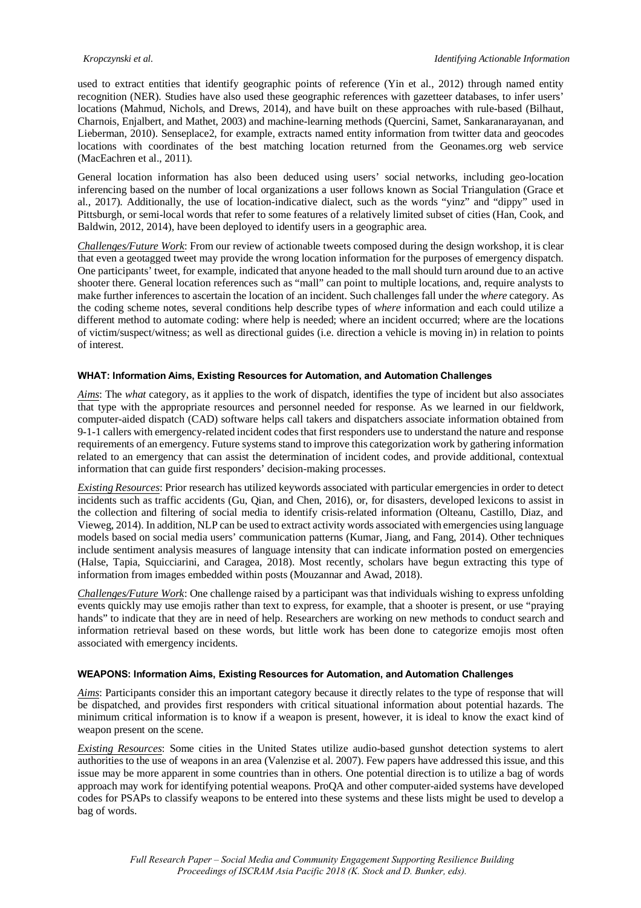used to extract entities that identify geographic points of reference (Yin et al., 2012) through named entity recognition (NER). Studies have also used these geographic references with gazetteer databases, to infer users' locations (Mahmud, Nichols, and Drews, 2014), and have built on these approaches with rule-based (Bilhaut, Charnois, Enjalbert, and Mathet, 2003) and machine-learning methods (Quercini, Samet, Sankaranarayanan, and Lieberman, 2010). Senseplace2, for example, extracts named entity information from twitter data and geocodes locations with coordinates of the best matching location returned from the Geonames.org web service (MacEachren et al., 2011).

General location information has also been deduced using users' social networks, including geo-location inferencing based on the number of local organizations a user follows known as Social Triangulation (Grace et al., 2017). Additionally, the use of location-indicative dialect, such as the words "yinz" and "dippy" used in Pittsburgh, or semi-local words that refer to some features of a relatively limited subset of cities (Han, Cook, and Baldwin, 2012, 2014), have been deployed to identify users in a geographic area.

*Challenges/Future Work*: From our review of actionable tweets composed during the design workshop, it is clear that even a geotagged tweet may provide the wrong location information for the purposes of emergency dispatch. One participants' tweet, for example, indicated that anyone headed to the mall should turn around due to an active shooter there. General location references such as "mall" can point to multiple locations, and, require analysts to make further inferences to ascertain the location of an incident. Such challenges fall under the *where* category. As the coding scheme notes, several conditions help describe types of *where* information and each could utilize a different method to automate coding: where help is needed; where an incident occurred; where are the locations of victim/suspect/witness; as well as directional guides (i.e. direction a vehicle is moving in) in relation to points of interest.

#### WHAT: Information Aims, Existing Resources for Automation, and Automation Challenges

*Aims*: The *what* category, as it applies to the work of dispatch, identifies the type of incident but also associates that type with the appropriate resources and personnel needed for response. As we learned in our fieldwork, computer-aided dispatch (CAD) software helps call takers and dispatchers associate information obtained from 9-1-1 callers with emergency-related incident codes that first responders use to understand the nature and response requirements of an emergency. Future systems stand to improve this categorization work by gathering information related to an emergency that can assist the determination of incident codes, and provide additional, contextual information that can guide first responders' decision-making processes.

*Existing Resources*: Prior research has utilized keywords associated with particular emergencies in order to detect incidents such as traffic accidents (Gu, Qian, and Chen, 2016), or, for disasters, developed lexicons to assist in the collection and filtering of social media to identify crisis-related information (Olteanu, Castillo, Diaz, and Vieweg, 2014). In addition, NLP can be used to extract activity words associated with emergencies using language models based on social media users' communication patterns (Kumar, Jiang, and Fang, 2014). Other techniques include sentiment analysis measures of language intensity that can indicate information posted on emergencies (Halse, Tapia, Squicciarini, and Caragea, 2018). Most recently, scholars have begun extracting this type of information from images embedded within posts (Mouzannar and Awad, 2018).

*Challenges/Future Work*: One challenge raised by a participant was that individuals wishing to express unfolding events quickly may use emojis rather than text to express, for example, that a shooter is present, or use "praying hands" to indicate that they are in need of help. Researchers are working on new methods to conduct search and information retrieval based on these words, but little work has been done to categorize emojis most often associated with emergency incidents.

#### WEAPONS: Information Aims, Existing Resources for Automation, and Automation Challenges

*Aims*: Participants consider this an important category because it directly relates to the type of response that will be dispatched, and provides first responders with critical situational information about potential hazards. The minimum critical information is to know if a weapon is present, however, it is ideal to know the exact kind of weapon present on the scene.

*Existing Resources*: Some cities in the United States utilize audio-based gunshot detection systems to alert authorities to the use of weapons in an area (Valenzise et al. 2007). Few papers have addressed this issue, and this issue may be more apparent in some countries than in others. One potential direction is to utilize a bag of words approach may work for identifying potential weapons. ProQA and other computer-aided systems have developed codes for PSAPs to classify weapons to be entered into these systems and these lists might be used to develop a bag of words.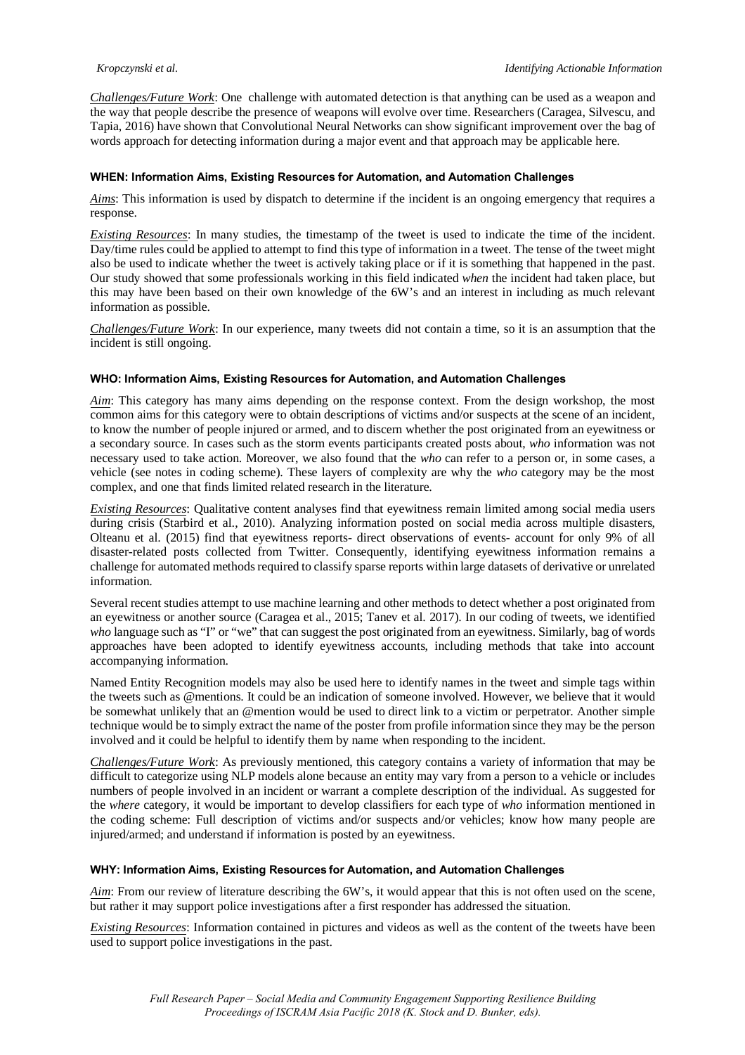*Challenges/Future Work*: One challenge with automated detection is that anything can be used as a weapon and the way that people describe the presence of weapons will evolve over time. Researchers (Caragea, Silvescu, and Tapia, 2016) have shown that Convolutional Neural Networks can show significant improvement over the bag of words approach for detecting information during a major event and that approach may be applicable here.

#### WHEN: Information Aims, Existing Resources for Automation, and Automation Challenges

*Aims*: This information is used by dispatch to determine if the incident is an ongoing emergency that requires a response.

*Existing Resources*: In many studies, the timestamp of the tweet is used to indicate the time of the incident. Day/time rules could be applied to attempt to find this type of information in a tweet. The tense of the tweet might also be used to indicate whether the tweet is actively taking place or if it is something that happened in the past. Our study showed that some professionals working in this field indicated *when* the incident had taken place, but this may have been based on their own knowledge of the 6W's and an interest in including as much relevant information as possible.

*Challenges/Future Work*: In our experience, many tweets did not contain a time, so it is an assumption that the incident is still ongoing.

#### WHO: Information Aims, Existing Resources for Automation, and Automation Challenges

*Aim*: This category has many aims depending on the response context. From the design workshop, the most common aims for this category were to obtain descriptions of victims and/or suspects at the scene of an incident, to know the number of people injured or armed, and to discern whether the post originated from an eyewitness or a secondary source. In cases such as the storm events participants created posts about, *who* information was not necessary used to take action. Moreover, we also found that the *who* can refer to a person or, in some cases, a vehicle (see notes in coding scheme). These layers of complexity are why the *who* category may be the most complex, and one that finds limited related research in the literature.

*Existing Resources*: Qualitative content analyses find that eyewitness remain limited among social media users during crisis (Starbird et al., 2010). Analyzing information posted on social media across multiple disasters, Olteanu et al. (2015) find that eyewitness reports- direct observations of events- account for only 9% of all disaster-related posts collected from Twitter. Consequently, identifying eyewitness information remains a challenge for automated methods required to classify sparse reports within large datasets of derivative or unrelated information.

Several recent studies attempt to use machine learning and other methods to detect whether a post originated from an eyewitness or another source (Caragea et al., 2015; Tanev et al. 2017). In our coding of tweets, we identified *who* language such as "I" or "we" that can suggest the post originated from an eyewitness. Similarly, bag of words approaches have been adopted to identify eyewitness accounts, including methods that take into account accompanying information.

Named Entity Recognition models may also be used here to identify names in the tweet and simple tags within the tweets such as @mentions. It could be an indication of someone involved. However, we believe that it would be somewhat unlikely that an @mention would be used to direct link to a victim or perpetrator. Another simple technique would be to simply extract the name of the poster from profile information since they may be the person involved and it could be helpful to identify them by name when responding to the incident.

*Challenges/Future Work*: As previously mentioned, this category contains a variety of information that may be difficult to categorize using NLP models alone because an entity may vary from a person to a vehicle or includes numbers of people involved in an incident or warrant a complete description of the individual. As suggested for the *where* category, it would be important to develop classifiers for each type of *who* information mentioned in the coding scheme: Full description of victims and/or suspects and/or vehicles; know how many people are injured/armed; and understand if information is posted by an eyewitness.

#### WHY: Information Aims, Existing Resources for Automation, and Automation Challenges

*Aim*: From our review of literature describing the 6W's, it would appear that this is not often used on the scene, but rather it may support police investigations after a first responder has addressed the situation.

*Existing Resources*: Information contained in pictures and videos as well as the content of the tweets have been used to support police investigations in the past.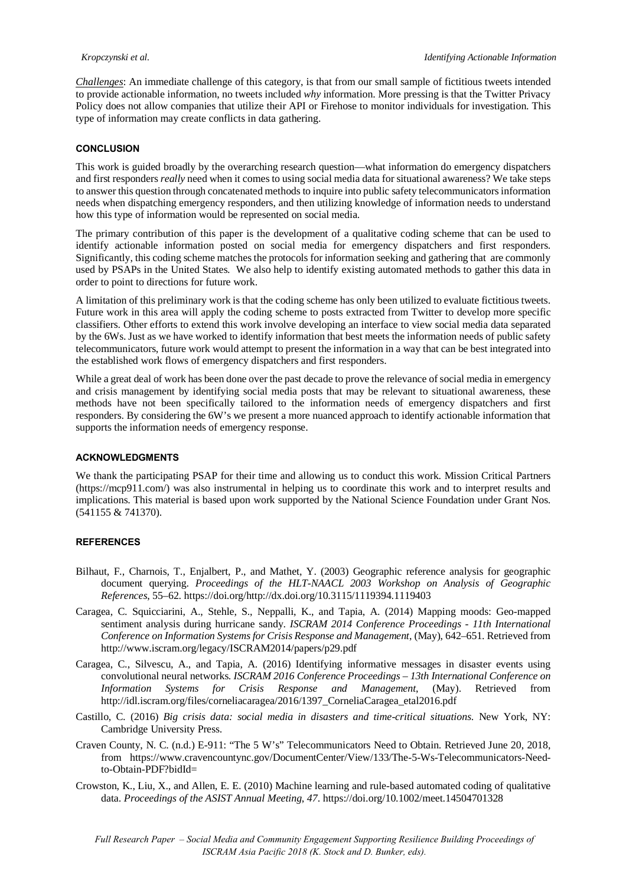*Challenges*: An immediate challenge of this category, is that from our small sample of fictitious tweets intended to provide actionable information, no tweets included *why* information. More pressing is that the Twitter Privacy Policy does not allow companies that utilize their API or Firehose to monitor individuals for investigation. This type of information may create conflicts in data gathering.

## CONCLUSION

This work is guided broadly by the overarching research question—what information do emergency dispatchers and first responders *really* need when it comes to using social media data for situational awareness? We take steps to answer this question through concatenated methods to inquire into public safety telecommunicators information needs when dispatching emergency responders, and then utilizing knowledge of information needs to understand how this type of information would be represented on social media.

The primary contribution of this paper is the development of a qualitative coding scheme that can be used to identify actionable information posted on social media for emergency dispatchers and first responders. Significantly, this coding scheme matches the protocols for information seeking and gathering that are commonly used by PSAPs in the United States. We also help to identify existing automated methods to gather this data in order to point to directions for future work.

A limitation of this preliminary work is that the coding scheme has only been utilized to evaluate fictitious tweets. Future work in this area will apply the coding scheme to posts extracted from Twitter to develop more specific classifiers. Other efforts to extend this work involve developing an interface to view social media data separated by the 6Ws. Just as we have worked to identify information that best meets the information needs of public safety telecommunicators, future work would attempt to present the information in a way that can be best integrated into the established work flows of emergency dispatchers and first responders.

While a great deal of work has been done over the past decade to prove the relevance of social media in emergency and crisis management by identifying social media posts that may be relevant to situational awareness, these methods have not been specifically tailored to the information needs of emergency dispatchers and first responders. By considering the 6W's we present a more nuanced approach to identify actionable information that supports the information needs of emergency response.

## ACKNOWLEDGMENTS

We thank the participating PSAP for their time and allowing us to conduct this work. Mission Critical Partners (https://mcp911.com/) was also instrumental in helping us to coordinate this work and to interpret results and implications. This material is based upon work supported by the National Science Foundation under Grant Nos. (541155 & 741370).

## REFERENCES

- Bilhaut, F., Charnois, T., Enjalbert, P., and Mathet, Y. (2003) Geographic reference analysis for geographic document querying. *Proceedings of the HLT-NAACL 2003 Workshop on Analysis of Geographic References*, 55–62. https://doi.org/http://dx.doi.org/10.3115/1119394.1119403
- Caragea, C. Squicciarini, A., Stehle, S., Neppalli, K., and Tapia, A. (2014) Mapping moods: Geo-mapped sentiment analysis during hurricane sandy. *ISCRAM 2014 Conference Proceedings - 11th International Conference on Information Systems for Crisis Response and Management*, (May), 642–651. Retrieved from http://www.iscram.org/legacy/ISCRAM2014/papers/p29.pdf
- Caragea, C., Silvescu, A., and Tapia, A. (2016) Identifying informative messages in disaster events using convolutional neural networks. *ISCRAM 2016 Conference Proceedings – 13th International Conference on Information Systems for Crisis Response and Management*, (May). Retrieved from http://idl.iscram.org/files/corneliacaragea/2016/1397_CorneliaCaragea_etal2016.pdf
- Castillo, C. (2016) *Big crisis data: social media in disasters and time-critical situations*. New York, NY: Cambridge University Press.
- Craven County, N. C. (n.d.) E-911: "The 5 W's" Telecommunicators Need to Obtain. Retrieved June 20, 2018, from https://www.cravencountync.gov/DocumentCenter/View/133/The-5-Ws-Telecommunicators-Need-to-Obtain-PDF?bidId=
- Crowston, K., Liu, X., and Allen, E. E. (2010) Machine learning and rule-based automated coding of qualitative data. *Proceedings of the ASIST Annual Meeting, 47*. https://doi.org/10.1002/meet.14504701328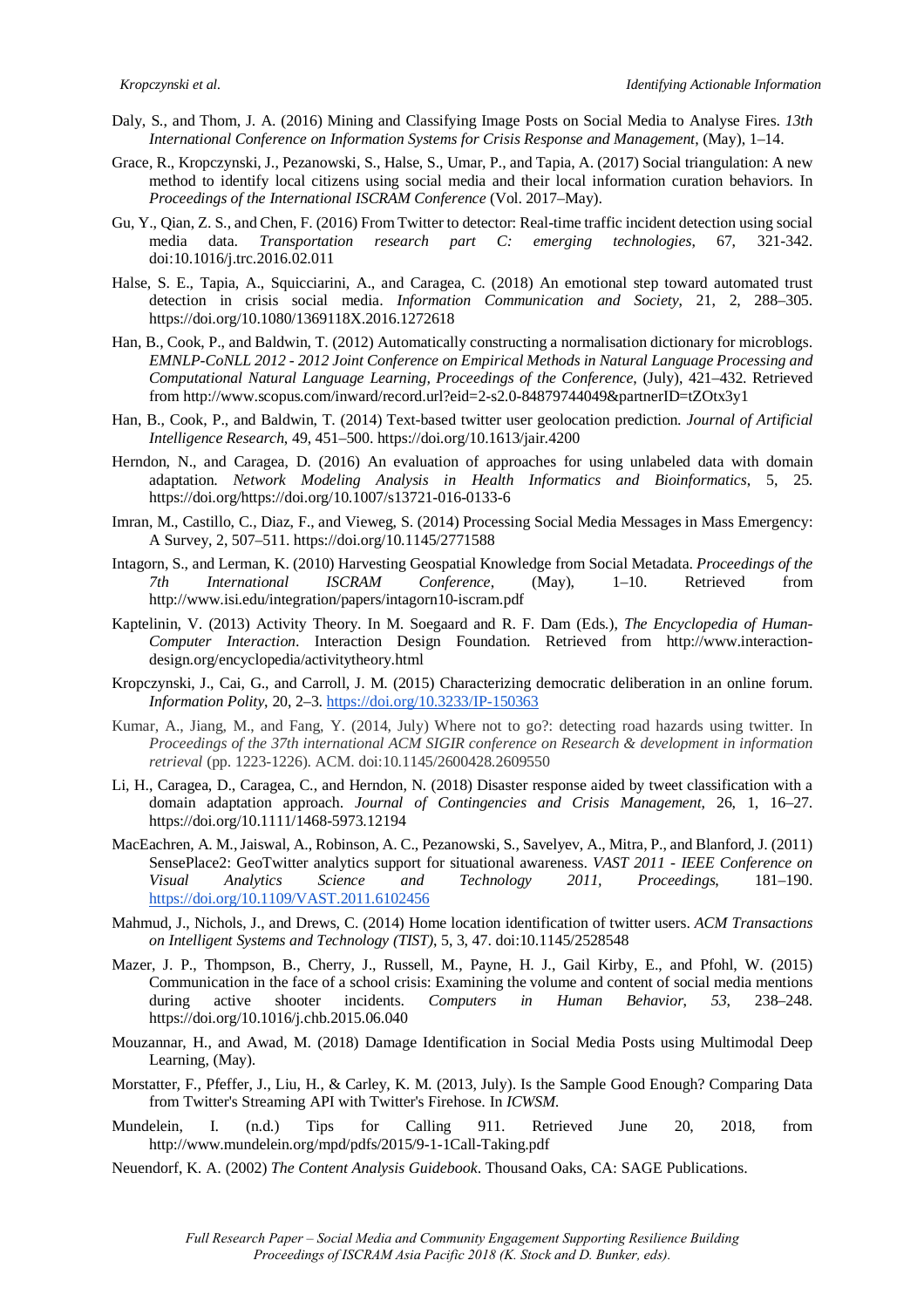Daly, S., and Thom, J. A. (2016) Mining and Classifying Image Posts on Social Media to Analyse Fires. *13th International Conference on Information Systems for Crisis Response and Management*, (May), 1–14.

Grace, R., Kropczynski, J., Pezanowski, S., Halse, S., Umar, P., and Tapia, A. (2017) Social triangulation: A new method to identify local citizens using social media and their local information curation behaviors. In *Proceedings of the International ISCRAM Conference* (Vol. 2017–May).

Gu, Y., Qian, Z. S., and Chen, F. (2016) From Twitter to detector: Real-time traffic incident detection using social media data. *Transportation research part C: emerging technologies*, 67, 321-342. doi:10.1016/j.trc.2016.02.011

Halse, S. E., Tapia, A., Squicciarini, A., and Caragea, C. (2018) An emotional step toward automated trust detection in crisis social media. *Information Communication and Society*, 21, 2, 288–305. https://doi.org/10.1080/1369118X.2016.1272618

Han, B., Cook, P., and Baldwin, T. (2012) Automatically constructing a normalisation dictionary for microblogs. *EMNLP-CoNLL 2012 - 2012 Joint Conference on Empirical Methods in Natural Language Processing and Computational Natural Language Learning, Proceedings of the Conference*, (July), 421–432. Retrieved from http://www.scopus.com/inward/record.url?eid=2-s2.0-84879744049&partnerID=tZOtx3y1

Han, B., Cook, P., and Baldwin, T. (2014) Text-based twitter user geolocation prediction. *Journal of Artificial Intelligence Research*, 49, 451–500. https://doi.org/10.1613/jair.4200

Herndon, N., and Caragea, D. (2016) An evaluation of approaches for using unlabeled data with domain adaptation. *Network Modeling Analysis in Health Informatics and Bioinformatics*, 5, 25. https://doi.org/https://doi.org/10.1007/s13721-016-0133-6

Imran, M., Castillo, C., Diaz, F., and Vieweg, S. (2014) Processing Social Media Messages in Mass Emergency: A Survey, 2, 507–511. https://doi.org/10.1145/2771588

Intagorn, S., and Lerman, K. (2010) Harvesting Geospatial Knowledge from Social Metadata. *Proceedings of the 7th International ISCRAM Conference*, (May), 1–10. Retrieved from http://www.isi.edu/integration/papers/intagorn10-iscram.pdf

Kaptelinin, V. (2013) Activity Theory. In M. Soegaard and R. F. Dam (Eds.), *The Encyclopedia of Human-Computer Interaction*. Interaction Design Foundation. Retrieved from http://www.interaction-design.org/encyclopedia/activitytheory.html

Kropczynski, J., Cai, G., and Carroll, J. M. (2015) Characterizing democratic deliberation in an online forum. *Information Polity*, 20, 2–3. https://doi.org/10.3233/IP-150363

Kumar, A., Jiang, M., and Fang, Y. (2014, July) Where not to go?: detecting road hazards using twitter. In *Proceedings of the 37th international ACM SIGIR conference on Research & development in information retrieval* (pp. 1223-1226). ACM. doi:10.1145/2600428.2609550

Li, H., Caragea, D., Caragea, C., and Herndon, N. (2018) Disaster response aided by tweet classification with a domain adaptation approach. *Journal of Contingencies and Crisis Management*, 26, 1, 16–27. https://doi.org/10.1111/1468-5973.12194

MacEachren, A. M., Jaiswal, A., Robinson, A. C., Pezanowski, S., Savelyev, A., Mitra, P., and Blanford, J. (2011) SensePlace2: GeoTwitter analytics support for situational awareness. *VAST 2011 - IEEE Conference on Visual Analytics Science and Technology 2011, Proceedings*, 181–190. https://doi.org/10.1109/VAST.2011.6102456

Mahmud, J., Nichols, J., and Drews, C. (2014) Home location identification of twitter users. *ACM Transactions on Intelligent Systems and Technology (TIST)*, 5, 3, 47. doi:10.1145/2528548

Mazer, J. P., Thompson, B., Cherry, J., Russell, M., Payne, H. J., Gail Kirby, E., and Pfohl, W. (2015) Communication in the face of a school crisis: Examining the volume and content of social media mentions during active shooter incidents. *Computers in Human Behavior*, *53*, 238–248. https://doi.org/10.1016/j.chb.2015.06.040

Mouzannar, H., and Awad, M. (2018) Damage Identification in Social Media Posts using Multimodal Deep Learning, (May).

Morstatter, F., Pfeffer, J., Liu, H., & Carley, K. M. (2013, July). Is the Sample Good Enough? Comparing Data from Twitter's Streaming API with Twitter's Firehose. In *ICWSM*.

Mundelein, I. (n.d.) Tips for Calling 911. Retrieved June 20, 2018, from http://www.mundelein.org/mpd/pdfs/2015/9-1-1Call-Taking.pdf

Neuendorf, K. A. (2002) *The Content Analysis Guidebook*. Thousand Oaks, CA: SAGE Publications.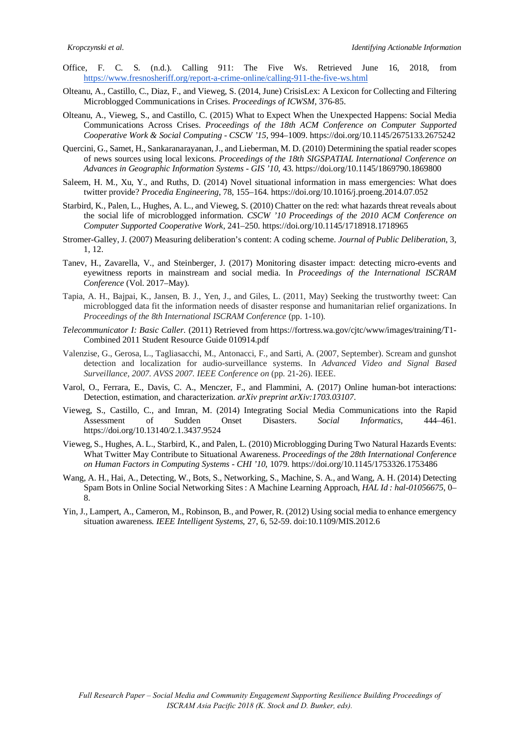Office, F. C. S. (n.d.). Calling 911: The Five Ws. Retrieved June 16, 2018, from https://www.fresnosheriff.org/report-a-crime-online/calling-911-the-five-ws.html

Olteanu, A., Castillo, C., Diaz, F., and Vieweg, S. (2014, June) CrisisLex: A Lexicon for Collecting and Filtering Microblogged Communications in Crises. *Proceedings of ICWSM*, 376-85.

Olteanu, A., Vieweg, S., and Castillo, C. (2015) What to Expect When the Unexpected Happens: Social Media Communications Across Crises. *Proceedings of the 18th ACM Conference on Computer Supported Cooperative Work & Social Computing - CSCW '15*, 994–1009. https://doi.org/10.1145/2675133.2675242

Quercini, G., Samet, H., Sankaranarayanan, J., and Lieberman, M. D. (2010) Determining the spatial reader scopes of news sources using local lexicons. *Proceedings of the 18th SIGSPATIAL International Conference on Advances in Geographic Information Systems - GIS '10*, 43. https://doi.org/10.1145/1869790.1869800

Saleem, H. M., Xu, Y., and Ruths, D. (2014) Novel situational information in mass emergencies: What does twitter provide? *Procedia Engineering*, 78, 155–164. https://doi.org/10.1016/j.proeng.2014.07.052

Starbird, K., Palen, L., Hughes, A. L., and Vieweg, S. (2010) Chatter on the red: what hazards threat reveals about the social life of microblogged information. *CSCW '10 Proceedings of the 2010 ACM Conference on Computer Supported Cooperative Work*, 241–250. https://doi.org/10.1145/1718918.1718965

Stromer-Galley, J. (2007) Measuring deliberation's content: A coding scheme. *Journal of Public Deliberation*, 3, 1, 12.

Tanev, H., Zavarella, V., and Steinberger, J. (2017) Monitoring disaster impact: detecting micro-events and eyewitness reports in mainstream and social media. In *Proceedings of the International ISCRAM Conference* (Vol. 2017–May).

Tapia, A. H., Bajpai, K., Jansen, B. J., Yen, J., and Giles, L. (2011, May) Seeking the trustworthy tweet: Can microblogged data fit the information needs of disaster response and humanitarian relief organizations. In *Proceedings of the 8th International ISCRAM Conference* (pp. 1-10).

*Telecommunicator I: Basic Caller.* (2011) Retrieved from https://fortress.wa.gov/cjtc/www/images/training/T1-Combined 2011 Student Resource Guide 010914.pdf

Valenzise, G., Gerosa, L., Tagliasacchi, M., Antonacci, F., and Sarti, A. (2007, September). Scream and gunshot detection and localization for audio-surveillance systems. In *Advanced Video and Signal Based Surveillance, 2007. AVSS 2007. IEEE Conference on* (pp. 21-26). IEEE.

Varol, O., Ferrara, E., Davis, C. A., Menczer, F., and Flammini, A. (2017) Online human-bot interactions: Detection, estimation, and characterization. *arXiv preprint arXiv:1703.03107*.

Vieweg, S., Castillo, C., and Imran, M. (2014) Integrating Social Media Communications into the Rapid Assessment of Sudden Onset Disasters. *Social Informatics*, 444–461. https://doi.org/10.13140/2.1.3437.9524

Vieweg, S., Hughes, A. L., Starbird, K., and Palen, L. (2010) Microblogging During Two Natural Hazards Events: What Twitter May Contribute to Situational Awareness. *Proceedings of the 28th International Conference on Human Factors in Computing Systems - CHI '10*, 1079. https://doi.org/10.1145/1753326.1753486

Wang, A. H., Hai, A., Detecting, W., Bots, S., Networking, S., Machine, S. A., and Wang, A. H. (2014) Detecting Spam Bots in Online Social Networking Sites : A Machine Learning Approach, *HAL Id : hal-01056675*, 0–8.

Yin, J., Lampert, A., Cameron, M., Robinson, B., and Power, R. (2012) Using social media to enhance emergency situation awareness. *IEEE Intelligent Systems*, 27, 6, 52-59. doi:10.1109/MIS.2012.6